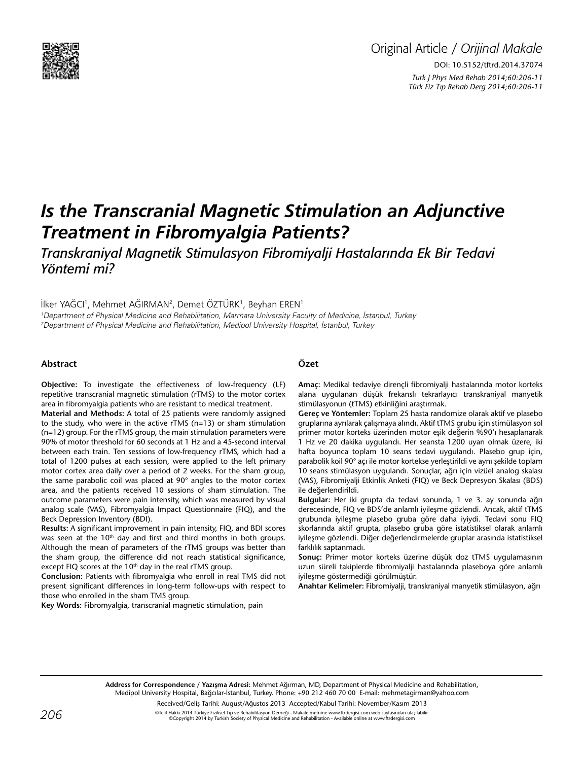Original Article / *Orijinal Makale*

DOI: 10.5152/tftrd.2014.37074

# *Is the Transcranial Magnetic Stimulation an Adjunctive Treatment in Fibromyalgia Patients?*

*Transkraniyal Magnetik Stimulasyon Fibromiyalji Hastalarında Ek Bir Tedavi Yöntemi mi?*

İlker YAĞCI[1], Mehmet AĞIRMAN[2], Demet ÖZTÜRK[1], Beyhan EREN[1]

[1]*Department of Physical Medicine and Rehabilitation, Marmara University Faculty of Medicine, İstanbul, Turkey*
[2]*Department of Physical Medicine and Rehabilitation, Medipol University Hospital, İstanbul, Turkey*

## Abstract

**Objective:** To investigate the effectiveness of low-frequency (LF) repetitive transcranial magnetic stimulation (rTMS) to the motor cortex area in fibromyalgia patients who are resistant to medical treatment.

**Material and Methods:** A total of 25 patients were randomly assigned to the study, who were in the active rTMS (n=13) or sham stimulation (n=12) group. For the rTMS group, the main stimulation parameters were 90% of motor threshold for 60 seconds at 1 Hz and a 45-second interval between each train. Ten sessions of low-frequency rTMS, which had a total of 1200 pulses at each session, were applied to the left primary motor cortex area daily over a period of 2 weeks. For the sham group, the same parabolic coil was placed at 90° angles to the motor cortex area, and the patients received 10 sessions of sham stimulation. The outcome parameters were pain intensity, which was measured by visual analog scale (VAS), Fibromyalgia Impact Questionnaire (FIQ), and the Beck Depression Inventory (BDI).

**Results:** A significant improvement in pain intensity, FIQ, and BDI scores was seen at the 10th day and first and third months in both groups. Although the mean of parameters of the rTMS groups was better than the sham group, the difference did not reach statistical significance, except FIQ scores at the 10th day in the real rTMS group.

**Conclusion:** Patients with fibromyalgia who enroll in real TMS did not present significant differences in long-term follow-ups with respect to those who enrolled in the sham TMS group.

**Key Words:** Fibromyalgia, transcranial magnetic stimulation, pain

## Özet

**Amaç:** Medikal tedaviye dirençli fibromiyalji hastalarında motor korteks alana uygulanan düşük frekanslı tekrarlayıcı transkraniyal manyetik stimülasyonun (tTMS) etkinliğini araştırmak.

**Gereç ve Yöntemler:** Toplam 25 hasta randomize olarak aktif ve plasebo gruplarına ayrılarak çalışmaya alındı. Aktif tTMS grubu için stimülasyon sol primer motor korteks üzerinden motor eşik değerin %90'ı hesaplanarak 1 Hz ve 20 dakika uygulandı. Her seansta 1200 uyarı olmak üzere, iki hafta boyunca toplam 10 seans tedavi uygulandı. Plasebo grup için, parabolik koil 90° açı ile motor kortekse yerleştirildi ve aynı şekilde toplam 10 seans stimülasyon uygulandı. Sonuçlar, ağrı için vizüel analog skalası (VAS), Fibromiyalji Etkinlik Anketi (FIQ) ve Beck Depresyon Skalası (BDS) ile değerlendirildi.

**Bulgular:** Her iki grupta da tedavi sonunda, 1 ve 3. ay sonunda ağrı derecesinde, FIQ ve BDS'de anlamlı iyileşme gözlendi. Ancak, aktif tTMS grubunda iyileşme plasebo gruba göre daha iyiydi. Tedavi sonu FIQ skorlarında aktif grupta, plasebo gruba göre istatistiksel olarak anlamlı iyileşme gözlendi. Diğer değerlendirmelerde gruplar arasında istatistiksel farklılık saptanmadı.

**Sonuç:** Primer motor korteks üzerine düşük doz tTMS uygulamasının uzun süreli takiplerde fibromiyalji hastalarında plaseboya göre anlamlı iyileşme göstermediği görülmüştür.

**Anahtar Kelimeler:** Fibromiyalji, transkraniyal manyetik stimülasyon, ağrı

**Address for Correspondence / Yazışma Adresi:** Mehmet Ağırman, MD, Department of Physical Medicine and Rehabilitation, Medipol University Hospital, Bağcılar-İstanbul, Turkey. Phone: +90 212 460 70 00 E-mail: mehmetagirman@yahoo.com

Received/Geliş Tarihi: August/Ağustos 2013 Accepted/Kabul Tarihi: November/Kasım 2013

©Telif Hakkı 2014 Türkiye Fiziksel Tıp ve Rehabilitasyon Derneği - Makale metnine www.ftrdergisi.com web sayfasından ulaşılabilir.
©Copyright 2014 by Turkish Society of Physical Medicine and Rehabilitation - Available online at www.ftrdergisi.com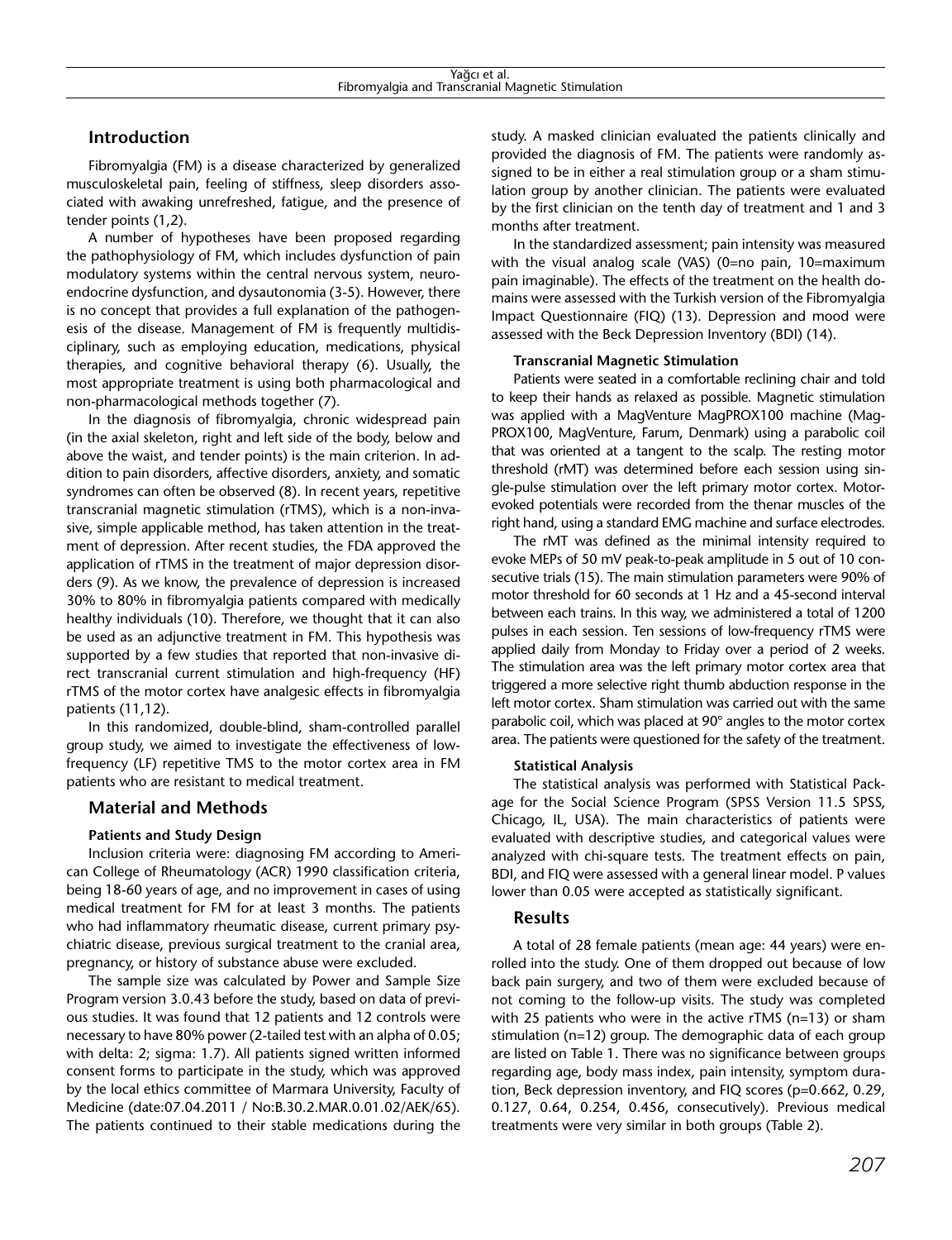## Introduction

Fibromyalgia (FM) is a disease characterized by generalized musculoskeletal pain, feeling of stiffness, sleep disorders associated with awaking unrefreshed, fatigue, and the presence of tender points (1,2).

A number of hypotheses have been proposed regarding the pathophysiology of FM, which includes dysfunction of pain modulatory systems within the central nervous system, neuroendocrine dysfunction, and dysautonomia (3-5). However, there is no concept that provides a full explanation of the pathogenesis of the disease. Management of FM is frequently multidisciplinary, such as employing education, medications, physical therapies, and cognitive behavioral therapy (6). Usually, the most appropriate treatment is using both pharmacological and non-pharmacological methods together (7).

In the diagnosis of fibromyalgia, chronic widespread pain (in the axial skeleton, right and left side of the body, below and above the waist, and tender points) is the main criterion. In addition to pain disorders, affective disorders, anxiety, and somatic syndromes can often be observed (8). In recent years, repetitive transcranial magnetic stimulation (rTMS), which is a non-invasive, simple applicable method, has taken attention in the treatment of depression. After recent studies, the FDA approved the application of rTMS in the treatment of major depression disorders (9). As we know, the prevalence of depression is increased 30% to 80% in fibromyalgia patients compared with medically healthy individuals (10). Therefore, we thought that it can also be used as an adjunctive treatment in FM. This hypothesis was supported by a few studies that reported that non-invasive direct transcranial current stimulation and high-frequency (HF) rTMS of the motor cortex have analgesic effects in fibromyalgia patients (11,12).

In this randomized, double-blind, sham-controlled parallel group study, we aimed to investigate the effectiveness of low-frequency (LF) repetitive TMS to the motor cortex area in FM patients who are resistant to medical treatment.

## Material and Methods

### Patients and Study Design

Inclusion criteria were: diagnosing FM according to American College of Rheumatology (ACR) 1990 classification criteria, being 18-60 years of age, and no improvement in cases of using medical treatment for FM for at least 3 months. The patients who had inflammatory rheumatic disease, current primary psychiatric disease, previous surgical treatment to the cranial area, pregnancy, or history of substance abuse were excluded.

The sample size was calculated by Power and Sample Size Program version 3.0.43 before the study, based on data of previous studies. It was found that 12 patients and 12 controls were necessary to have 80% power (2-tailed test with an alpha of 0.05; with delta: 2; sigma: 1.7). All patients signed written informed consent forms to participate in the study, which was approved by the local ethics committee of Marmara University, Faculty of Medicine (date:07.04.2011 / No:B.30.2.MAR.0.01.02/AEK/65). The patients continued to their stable medications during the study. A masked clinician evaluated the patients clinically and provided the diagnosis of FM. The patients were randomly assigned to be in either a real stimulation group or a sham stimulation group by another clinician. The patients were evaluated by the first clinician on the tenth day of treatment and 1 and 3 months after treatment.

In the standardized assessment; pain intensity was measured with the visual analog scale (VAS) (0=no pain, 10=maximum pain imaginable). The effects of the treatment on the health domains were assessed with the Turkish version of the Fibromyalgia Impact Questionnaire (FIQ) (13). Depression and mood were assessed with the Beck Depression Inventory (BDI) (14).

### Transcranial Magnetic Stimulation

Patients were seated in a comfortable reclining chair and told to keep their hands as relaxed as possible. Magnetic stimulation was applied with a MagVenture MagPROX100 machine (MagPROX100, MagVenture, Farum, Denmark) using a parabolic coil that was oriented at a tangent to the scalp. The resting motor threshold (rMT) was determined before each session using single-pulse stimulation over the left primary motor cortex. Motor-evoked potentials were recorded from the thenar muscles of the right hand, using a standard EMG machine and surface electrodes.

The rMT was defined as the minimal intensity required to evoke MEPs of 50 mV peak-to-peak amplitude in 5 out of 10 consecutive trials (15). The main stimulation parameters were 90% of motor threshold for 60 seconds at 1 Hz and a 45-second interval between each trains. In this way, we administered a total of 1200 pulses in each session. Ten sessions of low-frequency rTMS were applied daily from Monday to Friday over a period of 2 weeks. The stimulation area was the left primary motor cortex area that triggered a more selective right thumb abduction response in the left motor cortex. Sham stimulation was carried out with the same parabolic coil, which was placed at 90° angles to the motor cortex area. The patients were questioned for the safety of the treatment.

### Statistical Analysis

The statistical analysis was performed with Statistical Package for the Social Science Program (SPSS Version 11.5 SPSS, Chicago, IL, USA). The main characteristics of patients were evaluated with descriptive studies, and categorical values were analyzed with chi-square tests. The treatment effects on pain, BDI, and FIQ were assessed with a general linear model. P values lower than 0.05 were accepted as statistically significant.

## Results

A total of 28 female patients (mean age: 44 years) were enrolled into the study. One of them dropped out because of low back pain surgery, and two of them were excluded because of not coming to the follow-up visits. The study was completed with 25 patients who were in the active rTMS (n=13) or sham stimulation (n=12) group. The demographic data of each group are listed on Table 1. There was no significance between groups regarding age, body mass index, pain intensity, symptom duration, Beck depression inventory, and FIQ scores (p=0.662, 0.29, 0.127, 0.64, 0.254, 0.456, consecutively). Previous medical treatments were very similar in both groups (Table 2).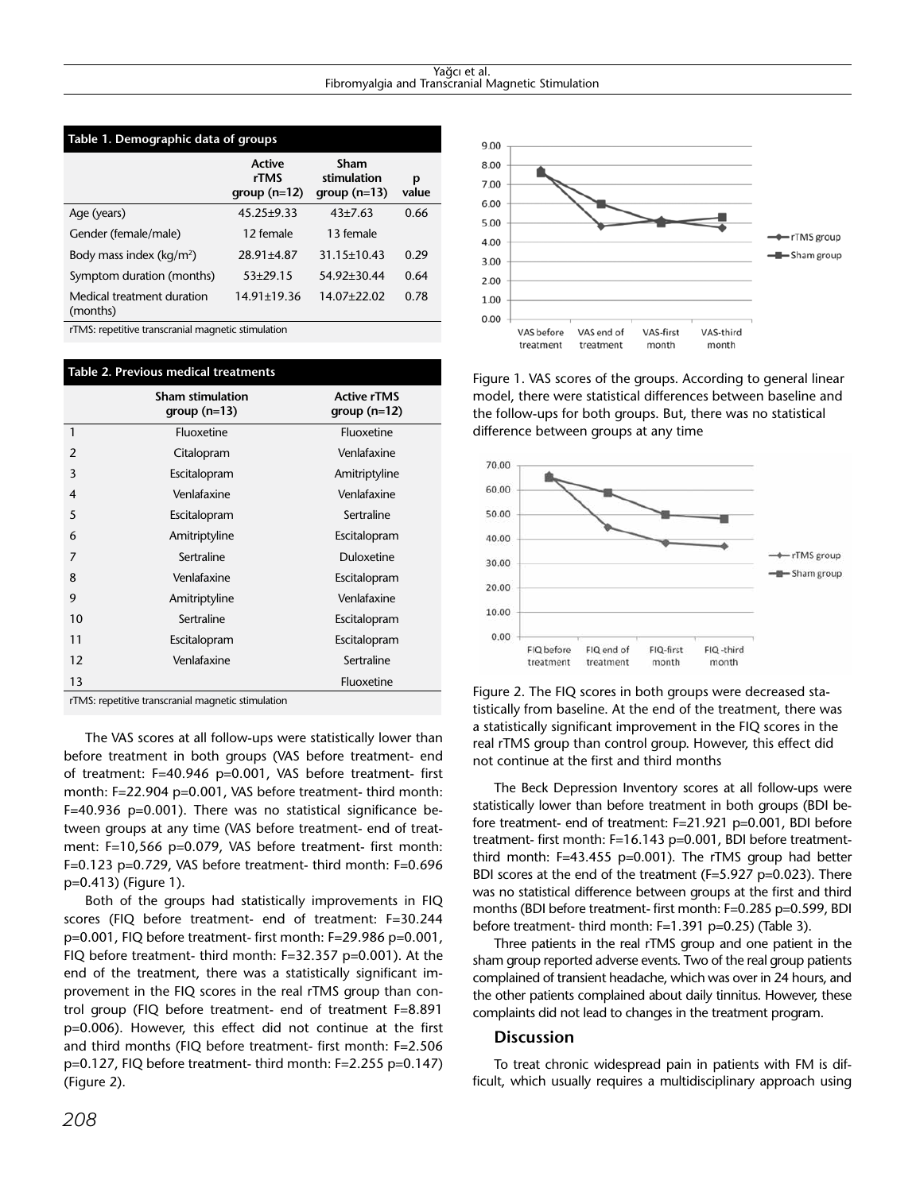**Table 1. Demographic data of groups**

| | Active rTMS group (n=12) | Sham stimulation group (n=13) | p value |
|---|---|---|---|
| Age (years) | 45.25±9.33 | 43±7.63 | 0.66 |
| Gender (female/male) | 12 female | 13 female | |
| Body mass index (kg/m²) | 28.91±4.87 | 31.15±10.43 | 0.29 |
| Symptom duration (months) | 53±29.15 | 54.92±30.44 | 0.64 |
| Medical treatment duration (months) | 14.91±19.36 | 14.07±22.02 | 0.78 |

rTMS: repetitive transcranial magnetic stimulation

**Table 2. Previous medical treatments**

| | Sham stimulation group (n=13) | Active rTMS group (n=12) |
|---|---|---|
| 1 | Fluoxetine | Fluoxetine |
| 2 | Citalopram | Venlafaxine |
| 3 | Escitalopram | Amitriptyline |
| 4 | Venlafaxine | Venlafaxine |
| 5 | Escitalopram | Sertraline |
| 6 | Amitriptyline | Escitalopram |
| 7 | Sertraline | Duloxetine |
| 8 | Venlafaxine | Escitalopram |
| 9 | Amitriptyline | Venlafaxine |
| 10 | Sertraline | Escitalopram |
| 11 | Escitalopram | Escitalopram |
| 12 | Venlafaxine | Sertraline |
| 13 | | Fluoxetine |

rTMS: repetitive transcranial magnetic stimulation

The VAS scores at all follow-ups were statistically lower than before treatment in both groups (VAS before treatment- end of treatment: F=40.946 p=0.001, VAS before treatment- first month: F=22.904 p=0.001, VAS before treatment- third month: F=40.936 p=0.001). There was no statistical significance between groups at any time (VAS before treatment- end of treatment: F=10,566 p=0.079, VAS before treatment- first month: F=0.123 p=0.729, VAS before treatment- third month: F=0.696 p=0.413) (Figure 1).

Both of the groups had statistically improvements in FIQ scores (FIQ before treatment- end of treatment: F=30.244 p=0.001, FIQ before treatment- first month: F=29.986 p=0.001, FIQ before treatment- third month: F=32.357 p=0.001). At the end of the treatment, there was a statistically significant improvement in the FIQ scores in the real rTMS group than control group (FIQ before treatment- end of treatment F=8.891 p=0.006). However, this effect did not continue at the first and third months (FIQ before treatment- first month: F=2.506 p=0.127, FIQ before treatment- third month: F=2.255 p=0.147) (Figure 2).

Figure 1. VAS scores of the groups. According to general linear model, there were statistical differences between baseline and the follow-ups for both groups. But, there was no statistical difference between groups at any time

Figure 2. The FIQ scores in both groups were decreased statistically from baseline. At the end of the treatment, there was a statistically significant improvement in the FIQ scores in the real rTMS group than control group. However, this effect did not continue at the first and third months

The Beck Depression Inventory scores at all follow-ups were statistically lower than before treatment in both groups (BDI before treatment- end of treatment: F=21.921 p=0.001, BDI before treatment- first month: F=16.143 p=0.001, BDI before treatment- third month: F=43.455 p=0.001). The rTMS group had better BDI scores at the end of the treatment (F=5.927 p=0.023). There was no statistical difference between groups at the first and third months (BDI before treatment- first month: F=0.285 p=0.599, BDI before treatment- third month: F=1.391 p=0.25) (Table 3).

Three patients in the real rTMS group and one patient in the sham group reported adverse events. Two of the real group patients complained of transient headache, which was over in 24 hours, and the other patients complained about daily tinnitus. However, these complaints did not lead to changes in the treatment program.

## Discussion

To treat chronic widespread pain in patients with FM is difficult, which usually requires a multidisciplinary approach using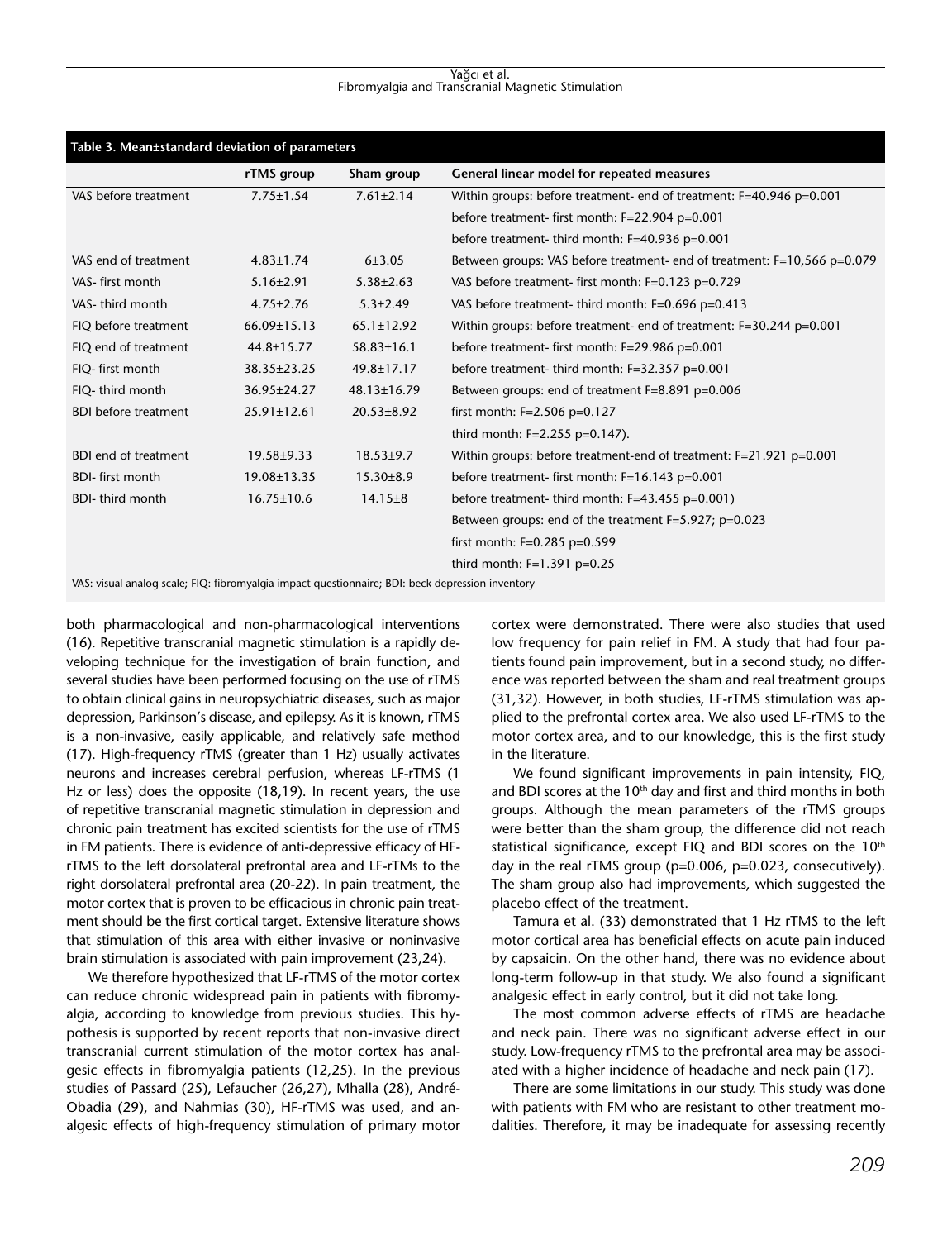**Table 3. Mean±standard deviation of parameters**

| | rTMS group | Sham group | General linear model for repeated measures |
|---|---|---|---|
| VAS before treatment | 7.75±1.54 | 7.61±2.14 | Within groups: before treatment- end of treatment: F=40.946 p=0.001 |
| | | | before treatment- first month: F=22.904 p=0.001 |
| | | | before treatment- third month: F=40.936 p=0.001 |
| VAS end of treatment | 4.83±1.74 | 6±3.05 | Between groups: VAS before treatment- end of treatment: F=10,566 p=0.079 |
| VAS- first month | 5.16±2.91 | 5.38±2.63 | VAS before treatment- first month: F=0.123 p=0.729 |
| VAS- third month | 4.75±2.76 | 5.3±2.49 | VAS before treatment- third month: F=0.696 p=0.413 |
| FIQ before treatment | 66.09±15.13 | 65.1±12.92 | Within groups: before treatment- end of treatment: F=30.244 p=0.001 |
| FIQ end of treatment | 44.8±15.77 | 58.83±16.1 | before treatment- first month: F=29.986 p=0.001 |
| FIQ- first month | 38.35±23.25 | 49.8±17.17 | before treatment- third month: F=32.357 p=0.001 |
| FIQ- third month | 36.95±24.27 | 48.13±16.79 | Between groups: end of treatment F=8.891 p=0.006 |
| BDI before treatment | 25.91±12.61 | 20.53±8.92 | first month: F=2.506 p=0.127 |
| | | | third month: F=2.255 p=0.147). |
| BDI end of treatment | 19.58±9.33 | 18.53±9.7 | Within groups: before treatment-end of treatment: F=21.921 p=0.001 |
| BDI- first month | 19.08±13.35 | 15.30±8.9 | before treatment- first month: F=16.143 p=0.001 |
| BDI- third month | 16.75±10.6 | 14.15±8 | before treatment- third month: F=43.455 p=0.001) |
| | | | Between groups: end of the treatment F=5.927; p=0.023 |
| | | | first month: F=0.285 p=0.599 |
| | | | third month: F=1.391 p=0.25 |

VAS: visual analog scale; FIQ: fibromyalgia impact questionnaire; BDI: beck depression inventory

both pharmacological and non-pharmacological interventions (16). Repetitive transcranial magnetic stimulation is a rapidly developing technique for the investigation of brain function, and several studies have been performed focusing on the use of rTMS to obtain clinical gains in neuropsychiatric diseases, such as major depression, Parkinson's disease, and epilepsy. As it is known, rTMS is a non-invasive, easily applicable, and relatively safe method (17). High-frequency rTMS (greater than 1 Hz) usually activates neurons and increases cerebral perfusion, whereas LF-rTMS (1 Hz or less) does the opposite (18,19). In recent years, the use of repetitive transcranial magnetic stimulation in depression and chronic pain treatment has excited scientists for the use of rTMS in FM patients. There is evidence of anti-depressive efficacy of HF-rTMS to the left dorsolateral prefrontal area and LF-rTMs to the right dorsolateral prefrontal area (20-22). In pain treatment, the motor cortex that is proven to be efficacious in chronic pain treatment should be the first cortical target. Extensive literature shows that stimulation of this area with either invasive or noninvasive brain stimulation is associated with pain improvement (23,24).

We therefore hypothesized that LF-rTMS of the motor cortex can reduce chronic widespread pain in patients with fibromyalgia, according to knowledge from previous studies. This hypothesis is supported by recent reports that non-invasive direct transcranial current stimulation of the motor cortex has analgesic effects in fibromyalgia patients (12,25). In the previous studies of Passard (25), Lefaucher (26,27), Mhalla (28), André-Obadia (29), and Nahmias (30), HF-rTMS was used, and analgesic effects of high-frequency stimulation of primary motor cortex were demonstrated. There were also studies that used low frequency for pain relief in FM. A study that had four patients found pain improvement, but in a second study, no difference was reported between the sham and real treatment groups (31,32). However, in both studies, LF-rTMS stimulation was applied to the prefrontal cortex area. We also used LF-rTMS to the motor cortex area, and to our knowledge, this is the first study in the literature.

We found significant improvements in pain intensity, FIQ, and BDI scores at the 10th day and first and third months in both groups. Although the mean parameters of the rTMS groups were better than the sham group, the difference did not reach statistical significance, except FIQ and BDI scores on the 10th day in the real rTMS group (p=0.006, p=0.023, consecutively). The sham group also had improvements, which suggested the placebo effect of the treatment.

Tamura et al. (33) demonstrated that 1 Hz rTMS to the left motor cortical area has beneficial effects on acute pain induced by capsaicin. On the other hand, there was no evidence about long-term follow-up in that study. We also found a significant analgesic effect in early control, but it did not take long.

The most common adverse effects of rTMS are headache and neck pain. There was no significant adverse effect in our study. Low-frequency rTMS to the prefrontal area may be associated with a higher incidence of headache and neck pain (17).

There are some limitations in our study. This study was done with patients with FM who are resistant to other treatment modalities. Therefore, it may be inadequate for assessing recently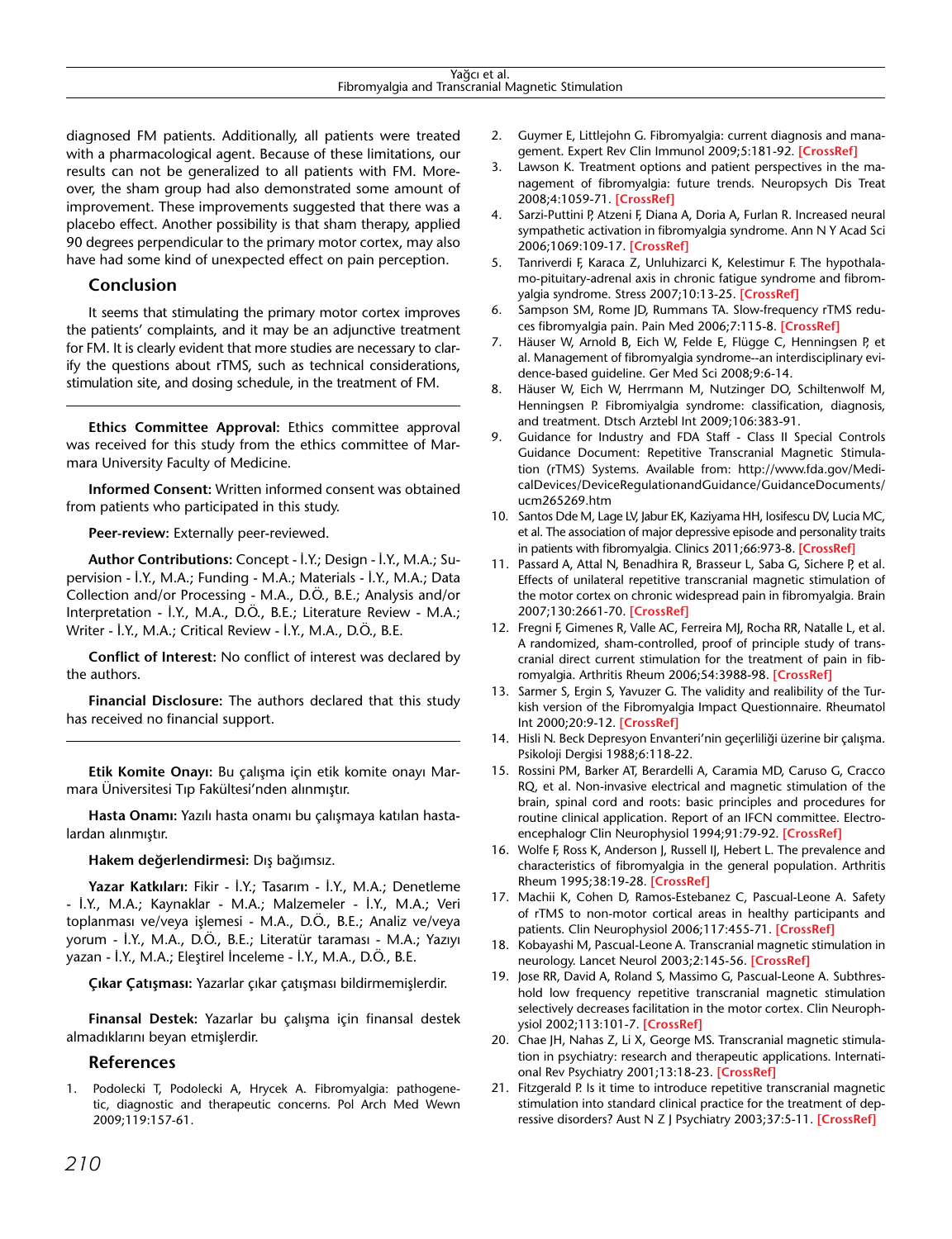diagnosed FM patients. Additionally, all patients were treated with a pharmacological agent. Because of these limitations, our results can not be generalized to all patients with FM. Moreover, the sham group had also demonstrated some amount of improvement. These improvements suggested that there was a placebo effect. Another possibility is that sham therapy, applied 90 degrees perpendicular to the primary motor cortex, may also have had some kind of unexpected effect on pain perception.

## Conclusion

It seems that stimulating the primary motor cortex improves the patients' complaints, and it may be an adjunctive treatment for FM. It is clearly evident that more studies are necessary to clarify the questions about rTMS, such as technical considerations, stimulation site, and dosing schedule, in the treatment of FM.

---

**Ethics Committee Approval:** Ethics committee approval was received for this study from the ethics committee of Marmara University Faculty of Medicine.

**Informed Consent:** Written informed consent was obtained from patients who participated in this study.

**Peer-review:** Externally peer-reviewed.

**Author Contributions:** Concept - İ.Y.; Design - İ.Y., M.A.; Supervision - İ.Y., M.A.; Funding - M.A.; Materials - İ.Y., M.A.; Data Collection and/or Processing - M.A., D.Ö., B.E.; Analysis and/or Interpretation - İ.Y., M.A., D.Ö., B.E.; Literature Review - M.A.; Writer - İ.Y., M.A.; Critical Review - İ.Y., M.A., D.Ö., B.E.

**Conflict of Interest:** No conflict of interest was declared by the authors.

**Financial Disclosure:** The authors declared that this study has received no financial support.

---

**Etik Komite Onayı:** Bu çalışma için etik komite onayı Marmara Üniversitesi Tıp Fakültesi'nden alınmıştır.

**Hasta Onamı:** Yazılı hasta onamı bu çalışmaya katılan hastalardan alınmıştır.

**Hakem değerlendirmesi:** Dış bağımsız.

**Yazar Katkıları:** Fikir - İ.Y.; Tasarım - İ.Y., M.A.; Denetleme - İ.Y., M.A.; Kaynaklar - M.A.; Malzemeler - İ.Y., M.A.; Veri toplanması ve/veya işlemesi - M.A., D.Ö., B.E.; Analiz ve/veya yorum - İ.Y., M.A., D.Ö., B.E.; Literatür taraması - M.A.; Yazıyı yazan - İ.Y., M.A.; Eleştirel İnceleme - İ.Y., M.A., D.Ö., B.E.

**Çıkar Çatışması:** Yazarlar çıkar çatışması bildirmemişlerdir.

**Finansal Destek:** Yazarlar bu çalışma için finansal destek almadıklarını beyan etmişlerdir.

## References

1. Podolecki T, Podolecki A, Hrycek A. Fibromyalgia: pathogenetic, diagnostic and therapeutic concerns. Pol Arch Med Wewn 2009;119:157-61.
2. Guymer E, Littlejohn G. Fibromyalgia: current diagnosis and management. Expert Rev Clin Immunol 2009;5:181-92. [CrossRef]
3. Lawson K. Treatment options and patient perspectives in the management of fibromyalgia: future trends. Neuropsych Dis Treat 2008;4:1059-71. [CrossRef]
4. Sarzi-Puttini P, Atzeni F, Diana A, Doria A, Furlan R. Increased neural sympathetic activation in fibromyalgia syndrome. Ann N Y Acad Sci 2006;1069:109-17. [CrossRef]
5. Tanriverdi F, Karaca Z, Unluhizarci K, Kelestimur F. The hypothalamo-pituitary-adrenal axis in chronic fatigue syndrome and fibromyalgia syndrome. Stress 2007;10:13-25. [CrossRef]
6. Sampson SM, Rome JD, Rummans TA. Slow-frequency rTMS reduces fibromyalgia pain. Pain Med 2006;7:115-8. [CrossRef]
7. Häuser W, Arnold B, Eich W, Felde E, Flügge C, Henningsen P, et al. Management of fibromyalgia syndrome--an interdisciplinary evidence-based guideline. Ger Med Sci 2008;9:6-14.
8. Häuser W, Eich W, Herrmann M, Nutzinger DO, Schiltenwolf M, Henningsen P. Fibromiyalgia syndrome: classification, diagnosis, and treatment. Dtsch Arztebl Int 2009;106:383-91.
9. Guidance for Industry and FDA Staff - Class II Special Controls Guidance Document: Repetitive Transcranial Magnetic Stimulation (rTMS) Systems. Available from: http://www.fda.gov/MedicalDevices/DeviceRegulationandGuidance/GuidanceDocuments/ucm265269.htm
10. Santos Dde M, Lage LV, Jabur EK, Kaziyama HH, Iosifescu DV, Lucia MC, et al. The association of major depressive episode and personality traits in patients with fibromyalgia. Clinics 2011;66:973-8. [CrossRef]
11. Passard A, Attal N, Benadhira R, Brasseur L, Saba G, Sichere P, et al. Effects of unilateral repetitive transcranial magnetic stimulation of the motor cortex on chronic widespread pain in fibromyalgia. Brain 2007;130:2661-70. [CrossRef]
12. Fregni F, Gimenes R, Valle AC, Ferreira MJ, Rocha RR, Natalle L, et al. A randomized, sham-controlled, proof of principle study of transcranial direct current stimulation for the treatment of pain in fibromyalgia. Arthritis Rheum 2006;54:3988-98. [CrossRef]
13. Sarmer S, Ergin S, Yavuzer G. The validity and realibility of the Turkish version of the Fibromyalgia Impact Questionnaire. Rheumatol Int 2000;20:9-12. [CrossRef]
14. Hisli N. Beck Depresyon Envanteri'nin geçerliliği üzerine bir çalışma. Psikoloji Dergisi 1988;6:118-22.
15. Rossini PM, Barker AT, Berardelli A, Caramia MD, Caruso G, Cracco RQ, et al. Non-invasive electrical and magnetic stimulation of the brain, spinal cord and roots: basic principles and procedures for routine clinical application. Report of an IFCN committee. Electroencephalogr Clin Neurophysiol 1994;91:79-92. [CrossRef]
16. Wolfe F, Ross K, Anderson J, Russell IJ, Hebert L. The prevalence and characteristics of fibromyalgia in the general population. Arthritis Rheum 1995;38:19-28. [CrossRef]
17. Machii K, Cohen D, Ramos-Estebanez C, Pascual-Leone A. Safety of rTMS to non-motor cortical areas in healthy participants and patients. Clin Neurophysiol 2006;117:455-71. [CrossRef]
18. Kobayashi M, Pascual-Leone A. Transcranial magnetic stimulation in neurology. Lancet Neurol 2003;2:145-56. [CrossRef]
19. Jose RR, David A, Roland S, Massimo G, Pascual-Leone A. Subthreshold low frequency repetitive transcranial magnetic stimulation selectively decreases facilitation in the motor cortex. Clin Neurophysiol 2002;113:101-7. [CrossRef]
20. Chae JH, Nahas Z, Li X, George MS. Transcranial magnetic stimulation in psychiatry: research and therapeutic applications. International Rev Psychiatry 2001;13:18-23. [CrossRef]
21. Fitzgerald P. Is it time to introduce repetitive transcranial magnetic stimulation into standard clinical practice for the treatment of depressive disorders? Aust N Z J Psychiatry 2003;37:5-11. [CrossRef]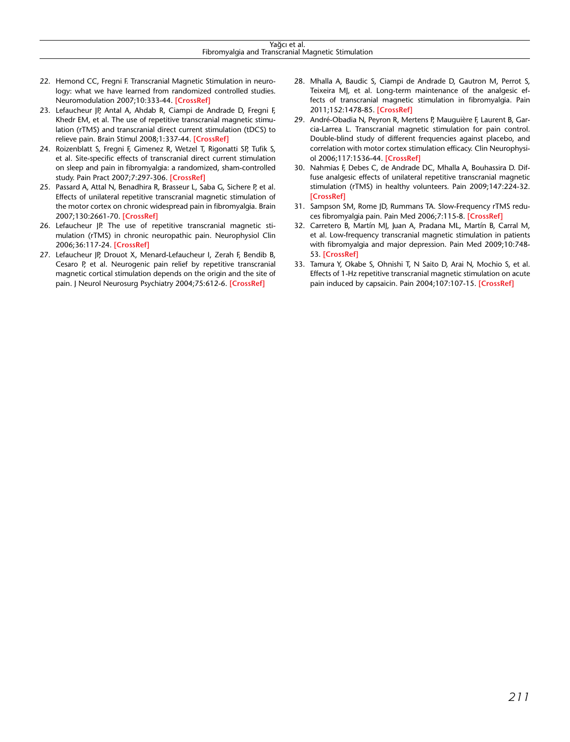22. Hemond CC, Fregni F. Transcranial Magnetic Stimulation in neurology: what we have learned from randomized controlled studies. Neuromodulation 2007;10:333-44. [CrossRef]
23. Lefaucheur JP, Antal A, Ahdab R, Ciampi de Andrade D, Fregni F, Khedr EM, et al. The use of repetitive transcranial magnetic stimulation (rTMS) and transcranial direct current stimulation (tDCS) to relieve pain. Brain Stimul 2008;1:337-44. [CrossRef]
24. Roizenblatt S, Fregni F, Gimenez R, Wetzel T, Rigonatti SP, Tufik S, et al. Site-specific effects of transcranial direct current stimulation on sleep and pain in fibromyalgia: a randomized, sham-controlled study. Pain Pract 2007;7:297-306. [CrossRef]
25. Passard A, Attal N, Benadhira R, Brasseur L, Saba G, Sichere P, et al. Effects of unilateral repetitive transcranial magnetic stimulation of the motor cortex on chronic widespread pain in fibromyalgia. Brain 2007;130:2661-70. [CrossRef]
26. Lefaucheur JP. The use of repetitive transcranial magnetic stimulation (rTMS) in chronic neuropathic pain. Neurophysiol Clin 2006;36:117-24. [CrossRef]
27. Lefaucheur JP, Drouot X, Menard-Lefaucheur I, Zerah F, Bendib B, Cesaro P, et al. Neurogenic pain relief by repetitive transcranial magnetic cortical stimulation depends on the origin and the site of pain. J Neurol Neurosurg Psychiatry 2004;75:612-6. [CrossRef]
28. Mhalla A, Baudic S, Ciampi de Andrade D, Gautron M, Perrot S, Teixeira MJ, et al. Long-term maintenance of the analgesic effects of transcranial magnetic stimulation in fibromyalgia. Pain 2011;152:1478-85. [CrossRef]
29. André-Obadia N, Peyron R, Mertens P, Mauguière F, Laurent B, Garcia-Larrea L. Transcranial magnetic stimulation for pain control. Double-blind study of different frequencies against placebo, and correlation with motor cortex stimulation efficacy. Clin Neurophysiol 2006;117:1536-44. [CrossRef]
30. Nahmias F, Debes C, de Andrade DC, Mhalla A, Bouhassira D. Diffuse analgesic effects of unilateral repetitive transcranial magnetic stimulation (rTMS) in healthy volunteers. Pain 2009;147:224-32. [CrossRef]
31. Sampson SM, Rome JD, Rummans TA. Slow-Frequency rTMS reduces fibromyalgia pain. Pain Med 2006;7:115-8. [CrossRef]
32. Carretero B, Martín MJ, Juan A, Pradana ML, Martín B, Carral M, et al. Low-frequency transcranial magnetic stimulation in patients with fibromyalgia and major depression. Pain Med 2009;10:748-53. [CrossRef]
33. Tamura Y, Okabe S, Ohnishi T, N Saito D, Arai N, Mochio S, et al. Effects of 1-Hz repetitive transcranial magnetic stimulation on acute pain induced by capsaicin. Pain 2004;107:107-15. [CrossRef]